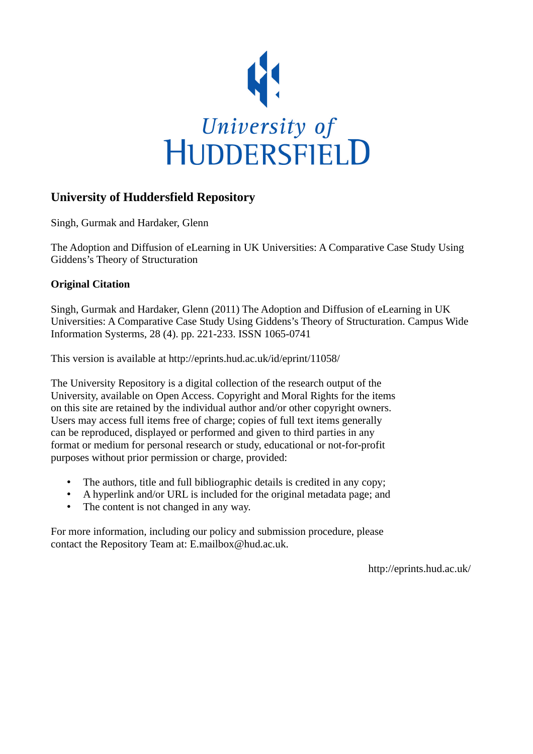University of
HUDDERSFIELD

## University of Huddersfield Repository

Singh, Gurmak and Hardaker, Glenn

The Adoption and Diffusion of eLearning in UK Universities: A Comparative Case Study Using Giddens's Theory of Structuration

### Original Citation

Singh, Gurmak and Hardaker, Glenn (2011) The Adoption and Diffusion of eLearning in UK Universities: A Comparative Case Study Using Giddens's Theory of Structuration. Campus Wide Information Systerms, 28 (4). pp. 221-233. ISSN 1065-0741

This version is available at http://eprints.hud.ac.uk/id/eprint/11058/

The University Repository is a digital collection of the research output of the University, available on Open Access. Copyright and Moral Rights for the items on this site are retained by the individual author and/or other copyright owners. Users may access full items free of charge; copies of full text items generally can be reproduced, displayed or performed and given to third parties in any format or medium for personal research or study, educational or not-for-profit purposes without prior permission or charge, provided:

- The authors, title and full bibliographic details is credited in any copy;
- A hyperlink and/or URL is included for the original metadata page; and
- The content is not changed in any way.

For more information, including our policy and submission procedure, please contact the Repository Team at: E.mailbox@hud.ac.uk.

http://eprints.hud.ac.uk/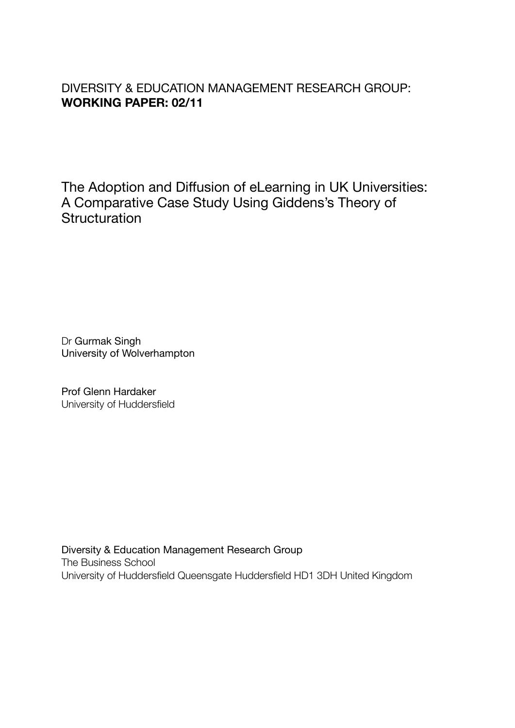DIVERSITY & EDUCATION MANAGEMENT RESEARCH GROUP:
**WORKING PAPER: 02/11**

# The Adoption and Diffusion of eLearning in UK Universities: A Comparative Case Study Using Giddens's Theory of Structuration

Dr Gurmak Singh
University of Wolverhampton

Prof Glenn Hardaker
University of Huddersfield

Diversity & Education Management Research Group
The Business School
University of Huddersfield Queensgate Huddersfield HD1 3DH United Kingdom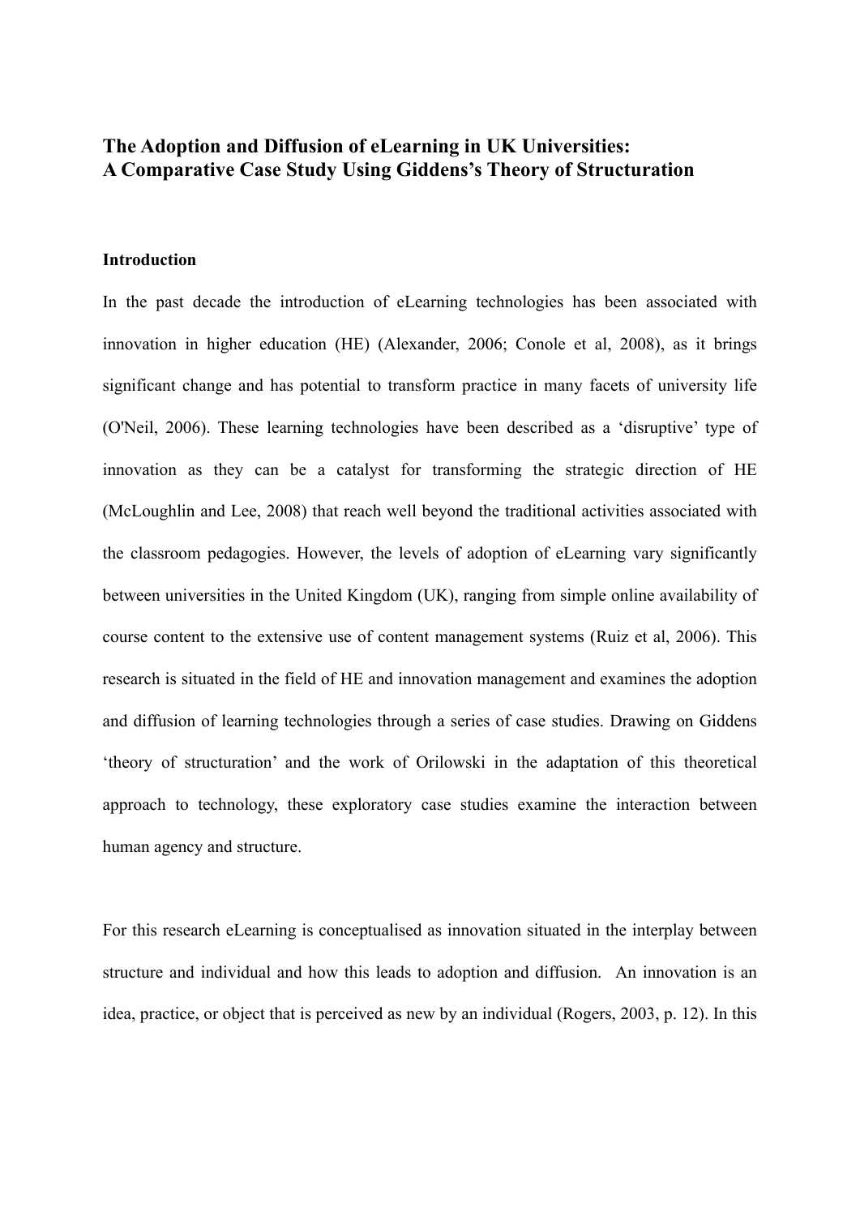# The Adoption and Diffusion of eLearning in UK Universities: A Comparative Case Study Using Giddens's Theory of Structuration

## Introduction

In the past decade the introduction of eLearning technologies has been associated with innovation in higher education (HE) (Alexander, 2006; Conole et al, 2008), as it brings significant change and has potential to transform practice in many facets of university life (O'Neil, 2006). These learning technologies have been described as a 'disruptive' type of innovation as they can be a catalyst for transforming the strategic direction of HE (McLoughlin and Lee, 2008) that reach well beyond the traditional activities associated with the classroom pedagogies. However, the levels of adoption of eLearning vary significantly between universities in the United Kingdom (UK), ranging from simple online availability of course content to the extensive use of content management systems (Ruiz et al, 2006). This research is situated in the field of HE and innovation management and examines the adoption and diffusion of learning technologies through a series of case studies. Drawing on Giddens 'theory of structuration' and the work of Orilowski in the adaptation of this theoretical approach to technology, these exploratory case studies examine the interaction between human agency and structure.

For this research eLearning is conceptualised as innovation situated in the interplay between structure and individual and how this leads to adoption and diffusion. An innovation is an idea, practice, or object that is perceived as new by an individual (Rogers, 2003, p. 12). In this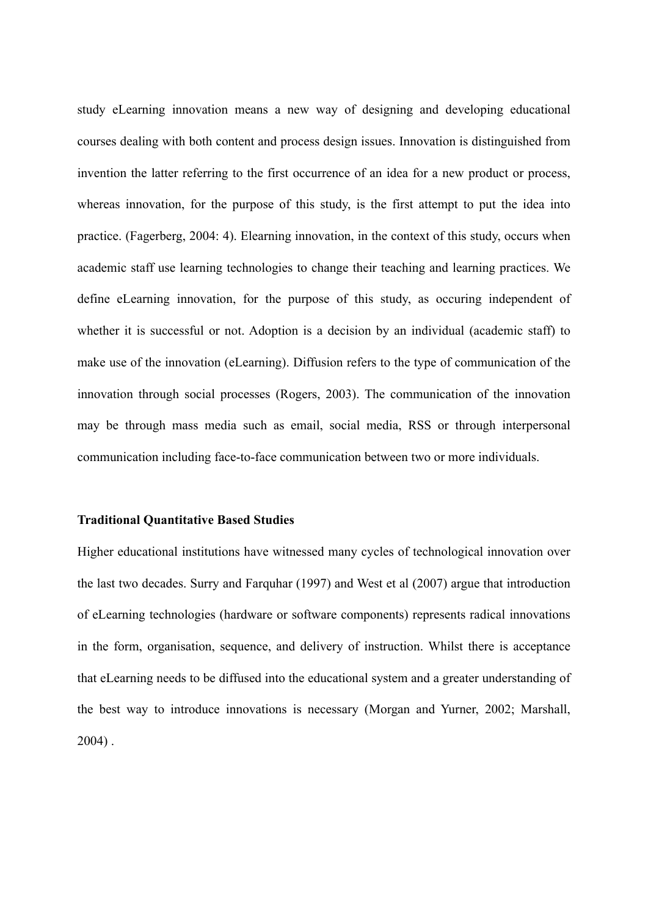study eLearning innovation means a new way of designing and developing educational courses dealing with both content and process design issues. Innovation is distinguished from invention the latter referring to the first occurrence of an idea for a new product or process, whereas innovation, for the purpose of this study, is the first attempt to put the idea into practice. (Fagerberg, 2004: 4). Elearning innovation, in the context of this study, occurs when academic staff use learning technologies to change their teaching and learning practices. We define eLearning innovation, for the purpose of this study, as occuring independent of whether it is successful or not. Adoption is a decision by an individual (academic staff) to make use of the innovation (eLearning). Diffusion refers to the type of communication of the innovation through social processes (Rogers, 2003). The communication of the innovation may be through mass media such as email, social media, RSS or through interpersonal communication including face-to-face communication between two or more individuals.

**Traditional Quantitative Based Studies**

Higher educational institutions have witnessed many cycles of technological innovation over the last two decades. Surry and Farquhar (1997) and West et al (2007) argue that introduction of eLearning technologies (hardware or software components) represents radical innovations in the form, organisation, sequence, and delivery of instruction. Whilst there is acceptance that eLearning needs to be diffused into the educational system and a greater understanding of the best way to introduce innovations is necessary (Morgan and Yurner, 2002; Marshall, 2004) .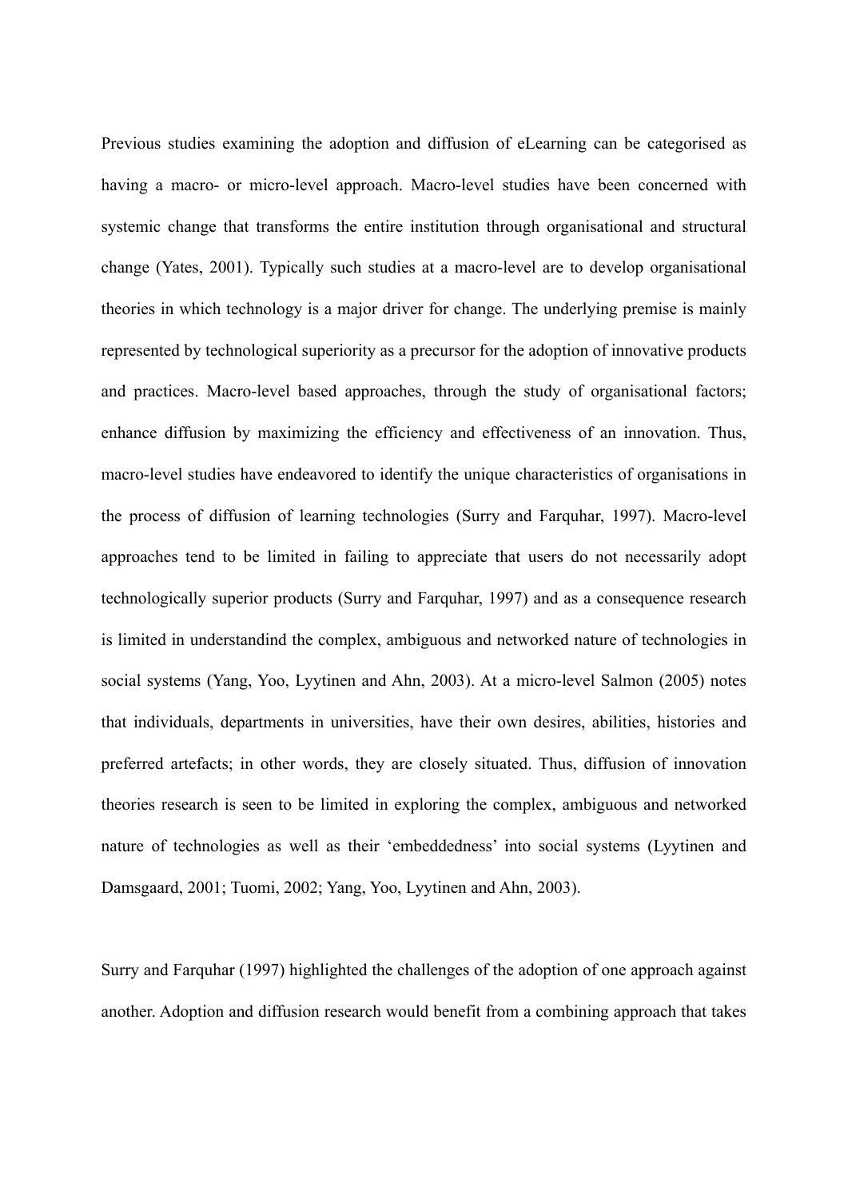Previous studies examining the adoption and diffusion of eLearning can be categorised as having a macro- or micro-level approach. Macro-level studies have been concerned with systemic change that transforms the entire institution through organisational and structural change (Yates, 2001). Typically such studies at a macro-level are to develop organisational theories in which technology is a major driver for change. The underlying premise is mainly represented by technological superiority as a precursor for the adoption of innovative products and practices. Macro-level based approaches, through the study of organisational factors; enhance diffusion by maximizing the efficiency and effectiveness of an innovation. Thus, macro-level studies have endeavored to identify the unique characteristics of organisations in the process of diffusion of learning technologies (Surry and Farquhar, 1997). Macro-level approaches tend to be limited in failing to appreciate that users do not necessarily adopt technologically superior products (Surry and Farquhar, 1997) and as a consequence research is limited in understandind the complex, ambiguous and networked nature of technologies in social systems (Yang, Yoo, Lyytinen and Ahn, 2003). At a micro-level Salmon (2005) notes that individuals, departments in universities, have their own desires, abilities, histories and preferred artefacts; in other words, they are closely situated. Thus, diffusion of innovation theories research is seen to be limited in exploring the complex, ambiguous and networked nature of technologies as well as their 'embeddedness' into social systems (Lyytinen and Damsgaard, 2001; Tuomi, 2002; Yang, Yoo, Lyytinen and Ahn, 2003).

Surry and Farquhar (1997) highlighted the challenges of the adoption of one approach against another. Adoption and diffusion research would benefit from a combining approach that takes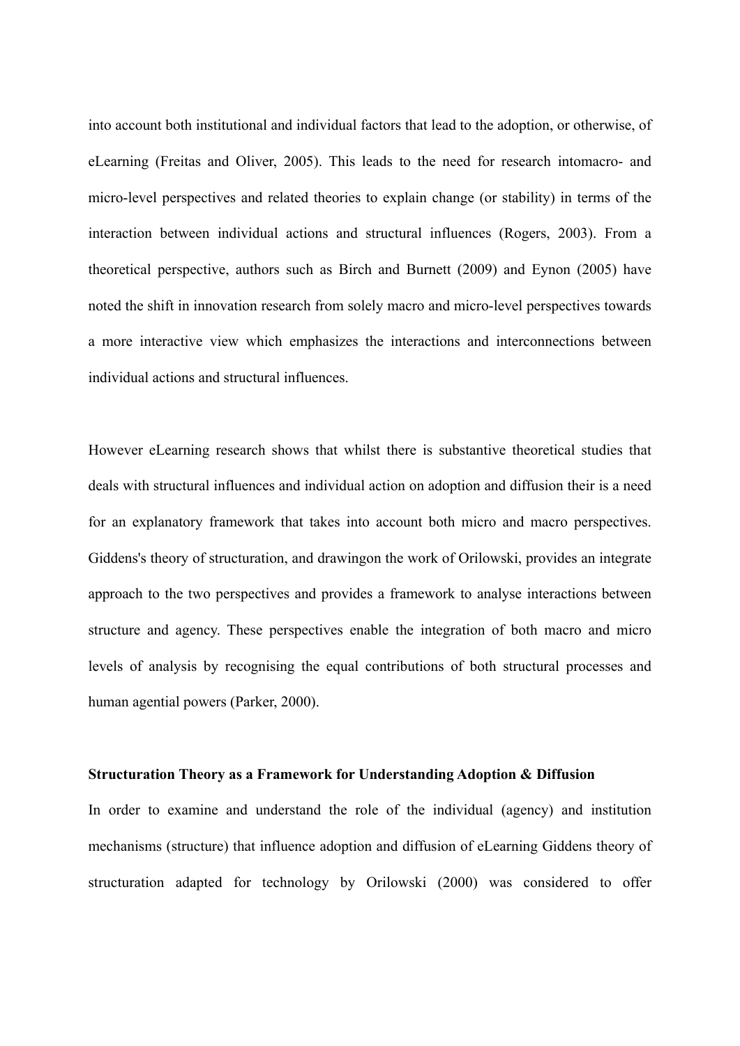into account both institutional and individual factors that lead to the adoption, or otherwise, of eLearning (Freitas and Oliver, 2005). This leads to the need for research intomacro- and micro-level perspectives and related theories to explain change (or stability) in terms of the interaction between individual actions and structural influences (Rogers, 2003). From a theoretical perspective, authors such as Birch and Burnett (2009) and Eynon (2005) have noted the shift in innovation research from solely macro and micro-level perspectives towards a more interactive view which emphasizes the interactions and interconnections between individual actions and structural influences.

However eLearning research shows that whilst there is substantive theoretical studies that deals with structural influences and individual action on adoption and diffusion their is a need for an explanatory framework that takes into account both micro and macro perspectives. Giddens's theory of structuration, and drawingon the work of Orilowski, provides an integrate approach to the two perspectives and provides a framework to analyse interactions between structure and agency. These perspectives enable the integration of both macro and micro levels of analysis by recognising the equal contributions of both structural processes and human agential powers (Parker, 2000).

**Structuration Theory as a Framework for Understanding Adoption & Diffusion**

In order to examine and understand the role of the individual (agency) and institution mechanisms (structure) that influence adoption and diffusion of eLearning Giddens theory of structuration adapted for technology by Orilowski (2000) was considered to offer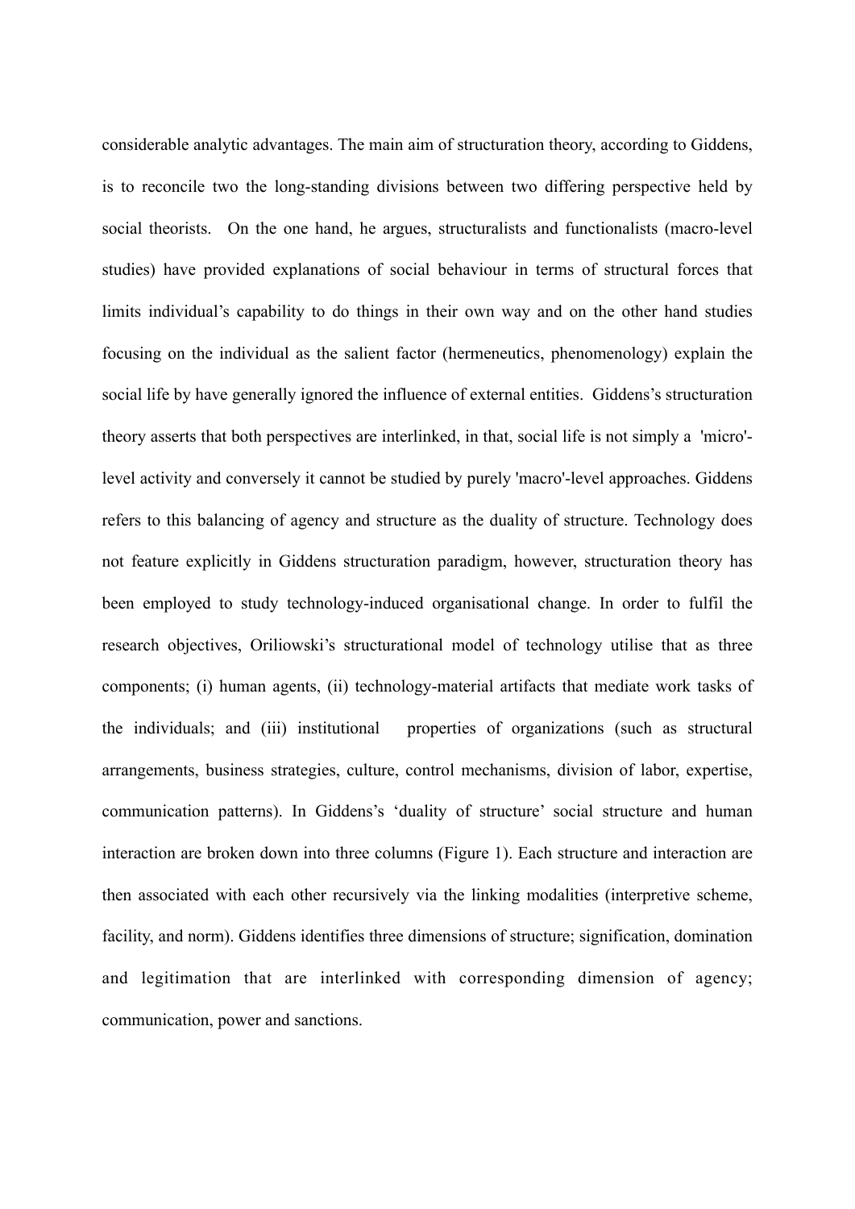considerable analytic advantages. The main aim of structuration theory, according to Giddens, is to reconcile two the long-standing divisions between two differing perspective held by social theorists. On the one hand, he argues, structuralists and functionalists (macro-level studies) have provided explanations of social behaviour in terms of structural forces that limits individual's capability to do things in their own way and on the other hand studies focusing on the individual as the salient factor (hermeneutics, phenomenology) explain the social life by have generally ignored the influence of external entities. Giddens's structuration theory asserts that both perspectives are interlinked, in that, social life is not simply a 'micro'-level activity and conversely it cannot be studied by purely 'macro'-level approaches. Giddens refers to this balancing of agency and structure as the duality of structure. Technology does not feature explicitly in Giddens structuration paradigm, however, structuration theory has been employed to study technology-induced organisational change. In order to fulfil the research objectives, Oriliowski's structurational model of technology utilise that as three components; (i) human agents, (ii) technology-material artifacts that mediate work tasks of the individuals; and (iii) institutional properties of organizations (such as structural arrangements, business strategies, culture, control mechanisms, division of labor, expertise, communication patterns). In Giddens's 'duality of structure' social structure and human interaction are broken down into three columns (Figure 1). Each structure and interaction are then associated with each other recursively via the linking modalities (interpretive scheme, facility, and norm). Giddens identifies three dimensions of structure; signification, domination and legitimation that are interlinked with corresponding dimension of agency; communication, power and sanctions.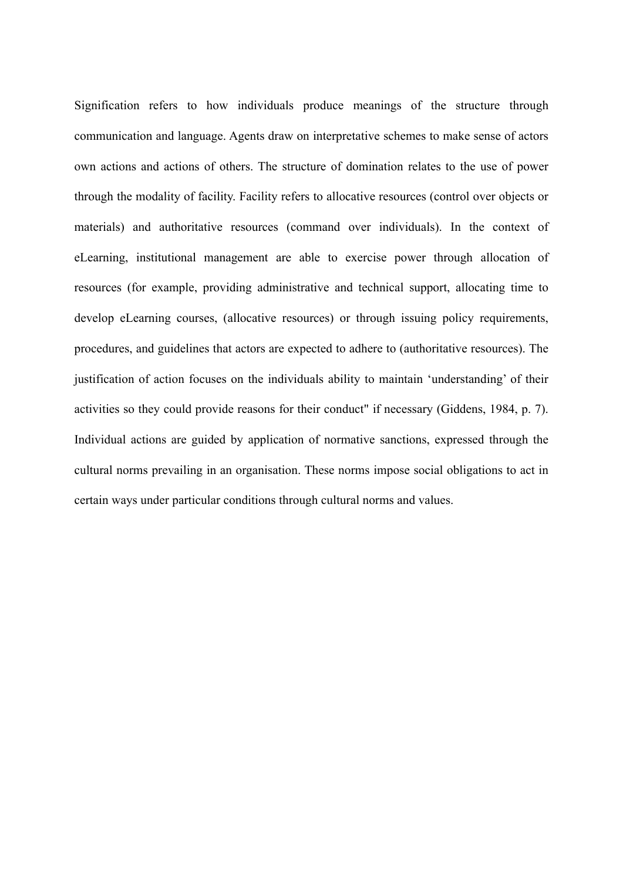Signification refers to how individuals produce meanings of the structure through communication and language. Agents draw on interpretative schemes to make sense of actors own actions and actions of others. The structure of domination relates to the use of power through the modality of facility. Facility refers to allocative resources (control over objects or materials) and authoritative resources (command over individuals). In the context of eLearning, institutional management are able to exercise power through allocation of resources (for example, providing administrative and technical support, allocating time to develop eLearning courses, (allocative resources) or through issuing policy requirements, procedures, and guidelines that actors are expected to adhere to (authoritative resources). The justification of action focuses on the individuals ability to maintain 'understanding' of their activities so they could provide reasons for their conduct" if necessary (Giddens, 1984, p. 7). Individual actions are guided by application of normative sanctions, expressed through the cultural norms prevailing in an organisation. These norms impose social obligations to act in certain ways under particular conditions through cultural norms and values.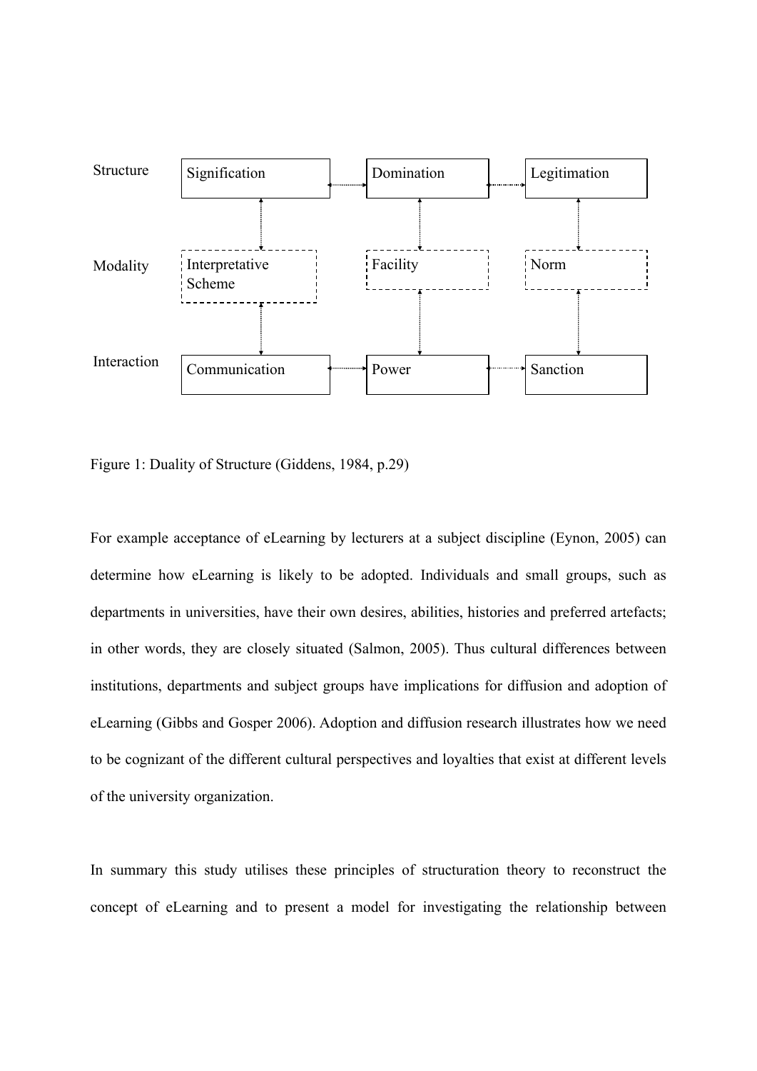Structure
Signification
Domination
Legitimation

Modality
Interpretative Scheme
Facility
Norm

Interaction
Communication
Power
Sanction

Figure 1: Duality of Structure (Giddens, 1984, p.29)

For example acceptance of eLearning by lecturers at a subject discipline (Eynon, 2005) can determine how eLearning is likely to be adopted. Individuals and small groups, such as departments in universities, have their own desires, abilities, histories and preferred artefacts; in other words, they are closely situated (Salmon, 2005). Thus cultural differences between institutions, departments and subject groups have implications for diffusion and adoption of eLearning (Gibbs and Gosper 2006). Adoption and diffusion research illustrates how we need to be cognizant of the different cultural perspectives and loyalties that exist at different levels of the university organization.

In summary this study utilises these principles of structuration theory to reconstruct the concept of eLearning and to present a model for investigating the relationship between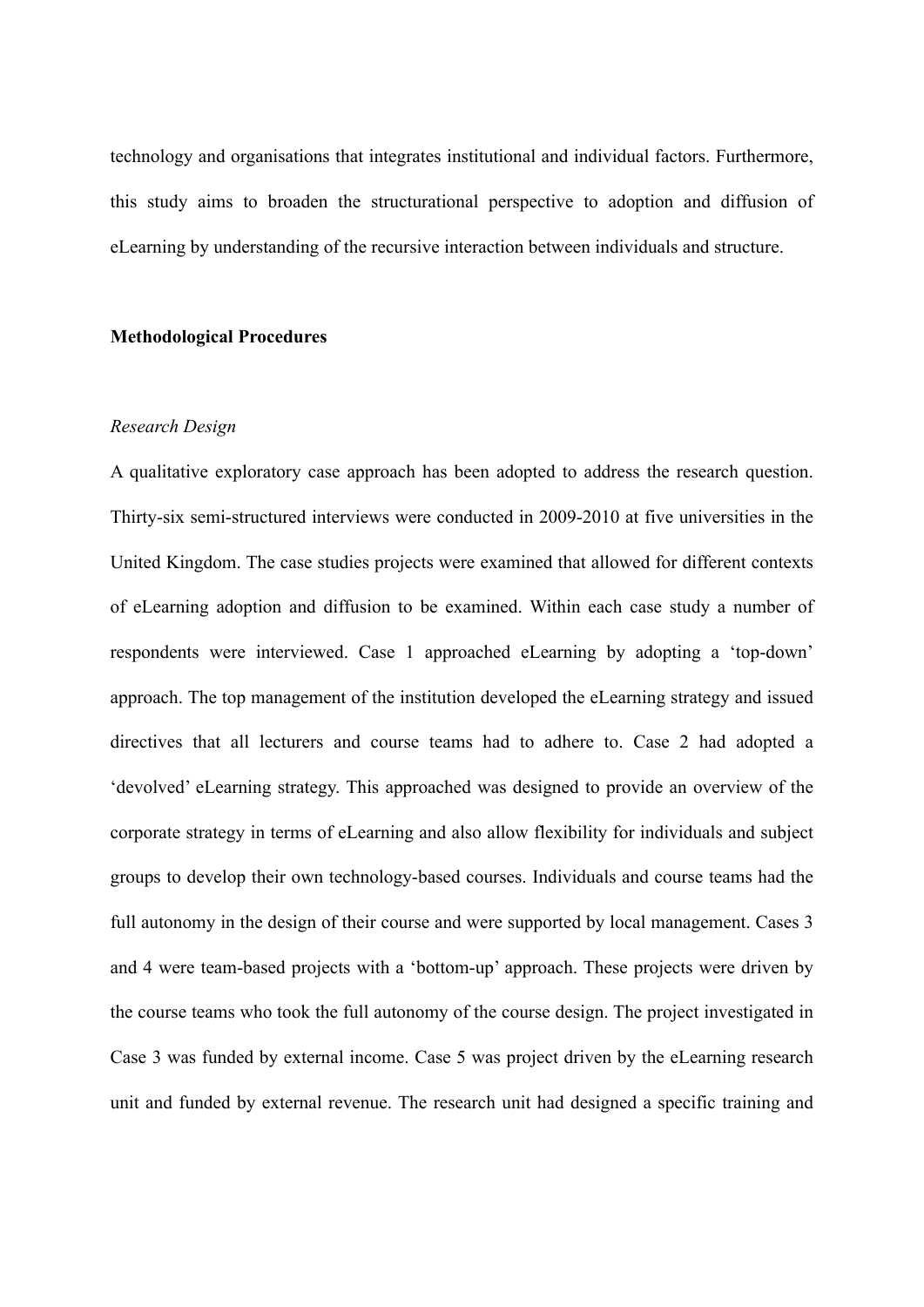technology and organisations that integrates institutional and individual factors. Furthermore, this study aims to broaden the structurational perspective to adoption and diffusion of eLearning by understanding of the recursive interaction between individuals and structure.

## Methodological Procedures

### *Research Design*

A qualitative exploratory case approach has been adopted to address the research question. Thirty-six semi-structured interviews were conducted in 2009-2010 at five universities in the United Kingdom. The case studies projects were examined that allowed for different contexts of eLearning adoption and diffusion to be examined. Within each case study a number of respondents were interviewed. Case 1 approached eLearning by adopting a 'top-down' approach. The top management of the institution developed the eLearning strategy and issued directives that all lecturers and course teams had to adhere to. Case 2 had adopted a 'devolved' eLearning strategy. This approached was designed to provide an overview of the corporate strategy in terms of eLearning and also allow flexibility for individuals and subject groups to develop their own technology-based courses. Individuals and course teams had the full autonomy in the design of their course and were supported by local management. Cases 3 and 4 were team-based projects with a 'bottom-up' approach. These projects were driven by the course teams who took the full autonomy of the course design. The project investigated in Case 3 was funded by external income. Case 5 was project driven by the eLearning research unit and funded by external revenue. The research unit had designed a specific training and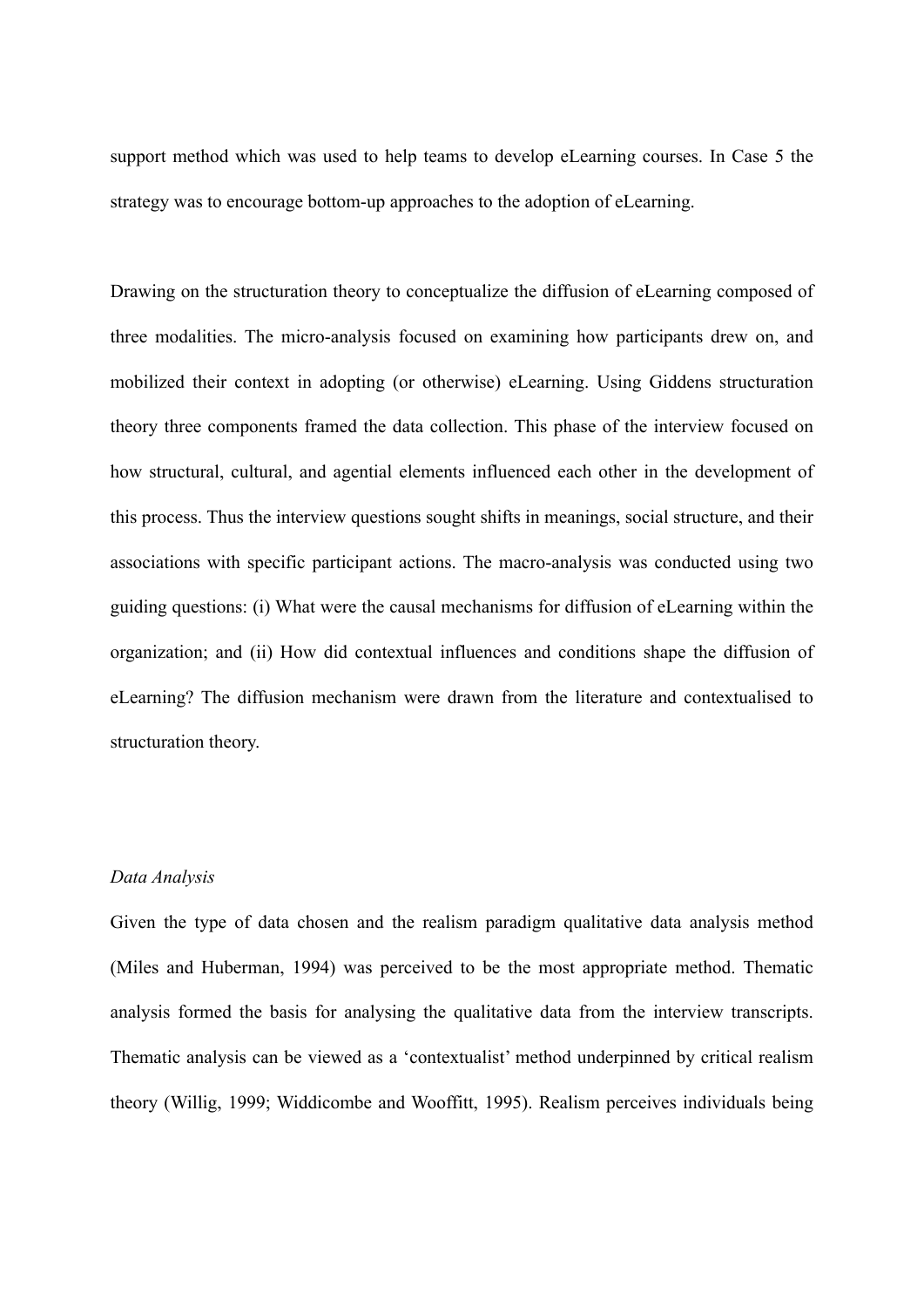support method which was used to help teams to develop eLearning courses. In Case 5 the strategy was to encourage bottom-up approaches to the adoption of eLearning.

Drawing on the structuration theory to conceptualize the diffusion of eLearning composed of three modalities. The micro-analysis focused on examining how participants drew on, and mobilized their context in adopting (or otherwise) eLearning. Using Giddens structuration theory three components framed the data collection. This phase of the interview focused on how structural, cultural, and agential elements influenced each other in the development of this process. Thus the interview questions sought shifts in meanings, social structure, and their associations with specific participant actions. The macro-analysis was conducted using two guiding questions: (i) What were the causal mechanisms for diffusion of eLearning within the organization; and (ii) How did contextual influences and conditions shape the diffusion of eLearning? The diffusion mechanism were drawn from the literature and contextualised to structuration theory.

*Data Analysis*

Given the type of data chosen and the realism paradigm qualitative data analysis method (Miles and Huberman, 1994) was perceived to be the most appropriate method. Thematic analysis formed the basis for analysing the qualitative data from the interview transcripts. Thematic analysis can be viewed as a 'contextualist' method underpinned by critical realism theory (Willig, 1999; Widdicombe and Wooffitt, 1995). Realism perceives individuals being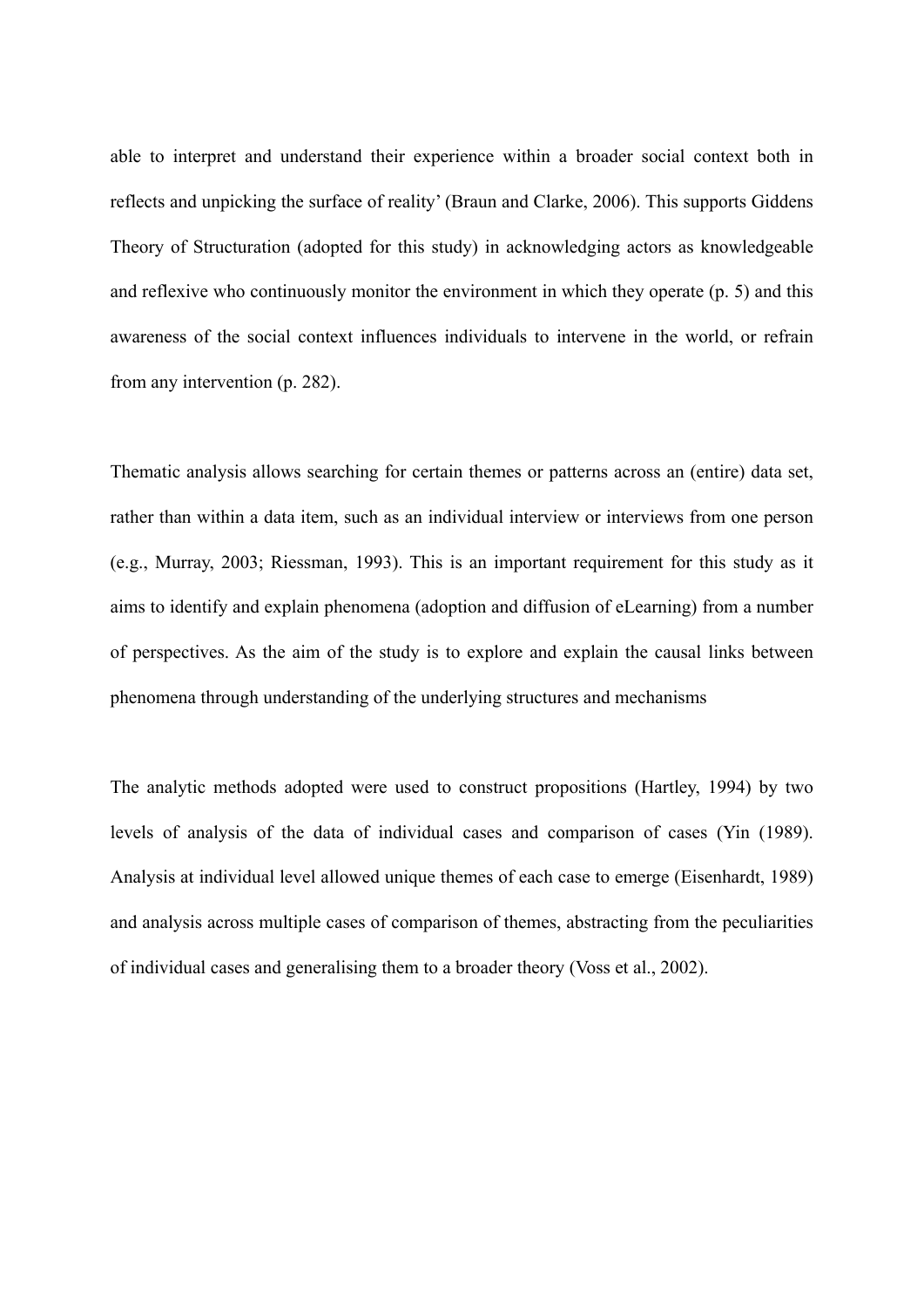able to interpret and understand their experience within a broader social context both in reflects and unpicking the surface of reality' (Braun and Clarke, 2006). This supports Giddens Theory of Structuration (adopted for this study) in acknowledging actors as knowledgeable and reflexive who continuously monitor the environment in which they operate (p. 5) and this awareness of the social context influences individuals to intervene in the world, or refrain from any intervention (p. 282).

Thematic analysis allows searching for certain themes or patterns across an (entire) data set, rather than within a data item, such as an individual interview or interviews from one person (e.g., Murray, 2003; Riessman, 1993). This is an important requirement for this study as it aims to identify and explain phenomena (adoption and diffusion of eLearning) from a number of perspectives. As the aim of the study is to explore and explain the causal links between phenomena through understanding of the underlying structures and mechanisms

The analytic methods adopted were used to construct propositions (Hartley, 1994) by two levels of analysis of the data of individual cases and comparison of cases (Yin (1989). Analysis at individual level allowed unique themes of each case to emerge (Eisenhardt, 1989) and analysis across multiple cases of comparison of themes, abstracting from the peculiarities of individual cases and generalising them to a broader theory (Voss et al., 2002).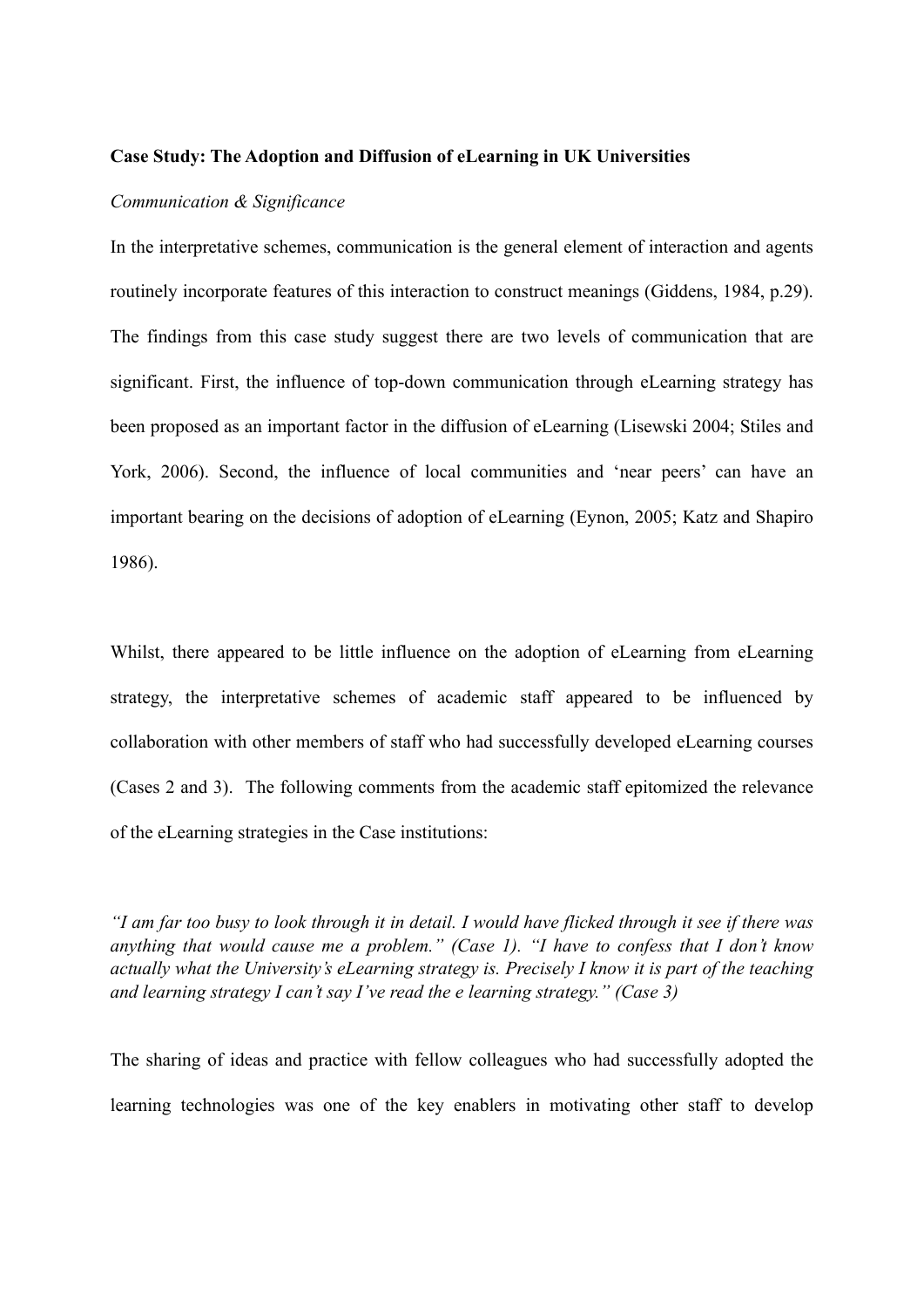**Case Study: The Adoption and Diffusion of eLearning in UK Universities**

*Communication & Significance*

In the interpretative schemes, communication is the general element of interaction and agents routinely incorporate features of this interaction to construct meanings (Giddens, 1984, p.29). The findings from this case study suggest there are two levels of communication that are significant. First, the influence of top-down communication through eLearning strategy has been proposed as an important factor in the diffusion of eLearning (Lisewski 2004; Stiles and York, 2006). Second, the influence of local communities and 'near peers' can have an important bearing on the decisions of adoption of eLearning (Eynon, 2005; Katz and Shapiro 1986).

Whilst, there appeared to be little influence on the adoption of eLearning from eLearning strategy, the interpretative schemes of academic staff appeared to be influenced by collaboration with other members of staff who had successfully developed eLearning courses (Cases 2 and 3). The following comments from the academic staff epitomized the relevance of the eLearning strategies in the Case institutions:

*"I am far too busy to look through it in detail. I would have flicked through it see if there was anything that would cause me a problem." (Case 1). "I have to confess that I don't know actually what the University's eLearning strategy is. Precisely I know it is part of the teaching and learning strategy I can't say I've read the e learning strategy." (Case 3)*

The sharing of ideas and practice with fellow colleagues who had successfully adopted the learning technologies was one of the key enablers in motivating other staff to develop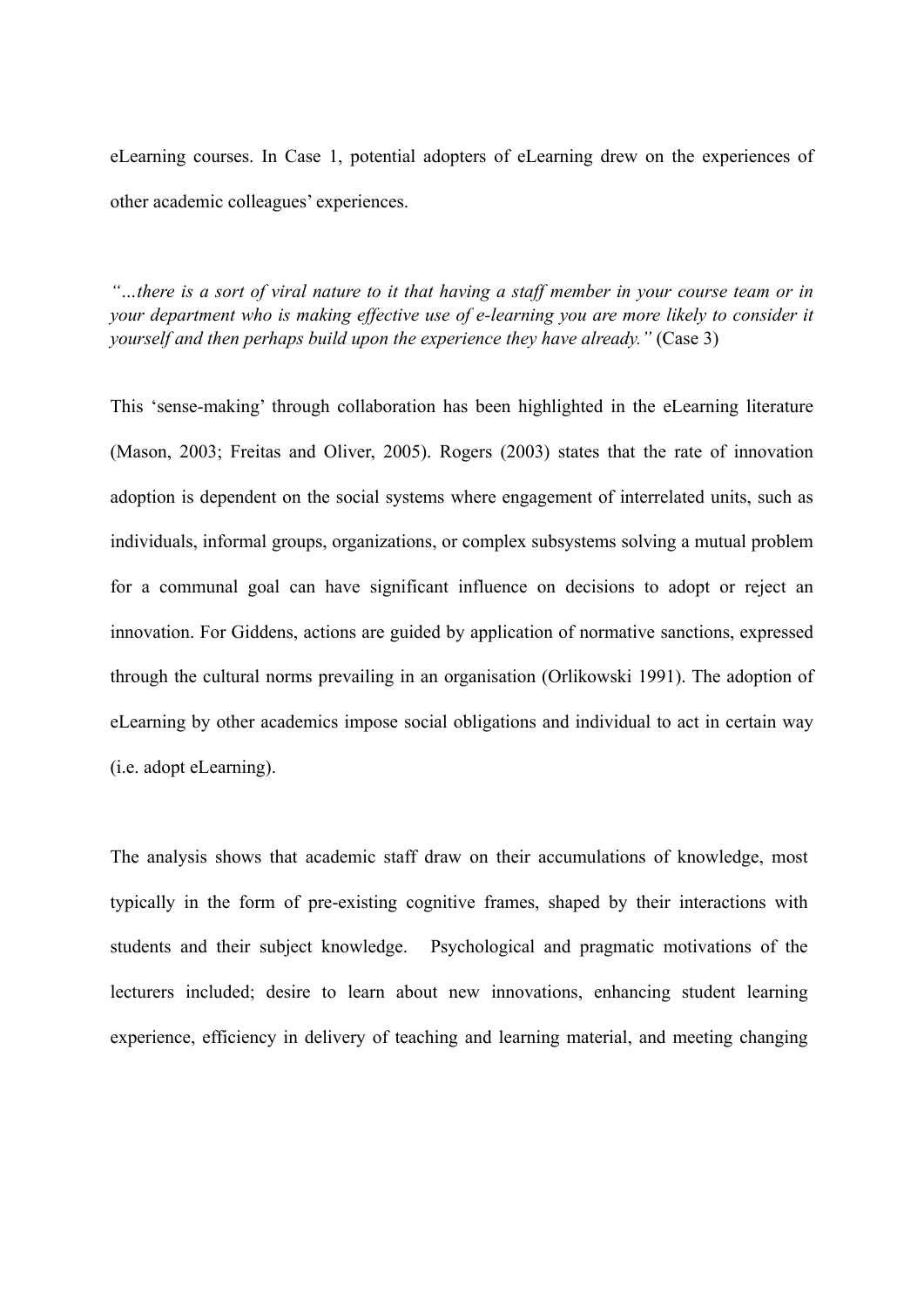eLearning courses. In Case 1, potential adopters of eLearning drew on the experiences of other academic colleagues' experiences.

*"…there is a sort of viral nature to it that having a staff member in your course team or in your department who is making effective use of e-learning you are more likely to consider it yourself and then perhaps build upon the experience they have already."* (Case 3)

This 'sense-making' through collaboration has been highlighted in the eLearning literature (Mason, 2003; Freitas and Oliver, 2005). Rogers (2003) states that the rate of innovation adoption is dependent on the social systems where engagement of interrelated units, such as individuals, informal groups, organizations, or complex subsystems solving a mutual problem for a communal goal can have significant influence on decisions to adopt or reject an innovation. For Giddens, actions are guided by application of normative sanctions, expressed through the cultural norms prevailing in an organisation (Orlikowski 1991). The adoption of eLearning by other academics impose social obligations and individual to act in certain way (i.e. adopt eLearning).

The analysis shows that academic staff draw on their accumulations of knowledge, most typically in the form of pre-existing cognitive frames, shaped by their interactions with students and their subject knowledge. Psychological and pragmatic motivations of the lecturers included; desire to learn about new innovations, enhancing student learning experience, efficiency in delivery of teaching and learning material, and meeting changing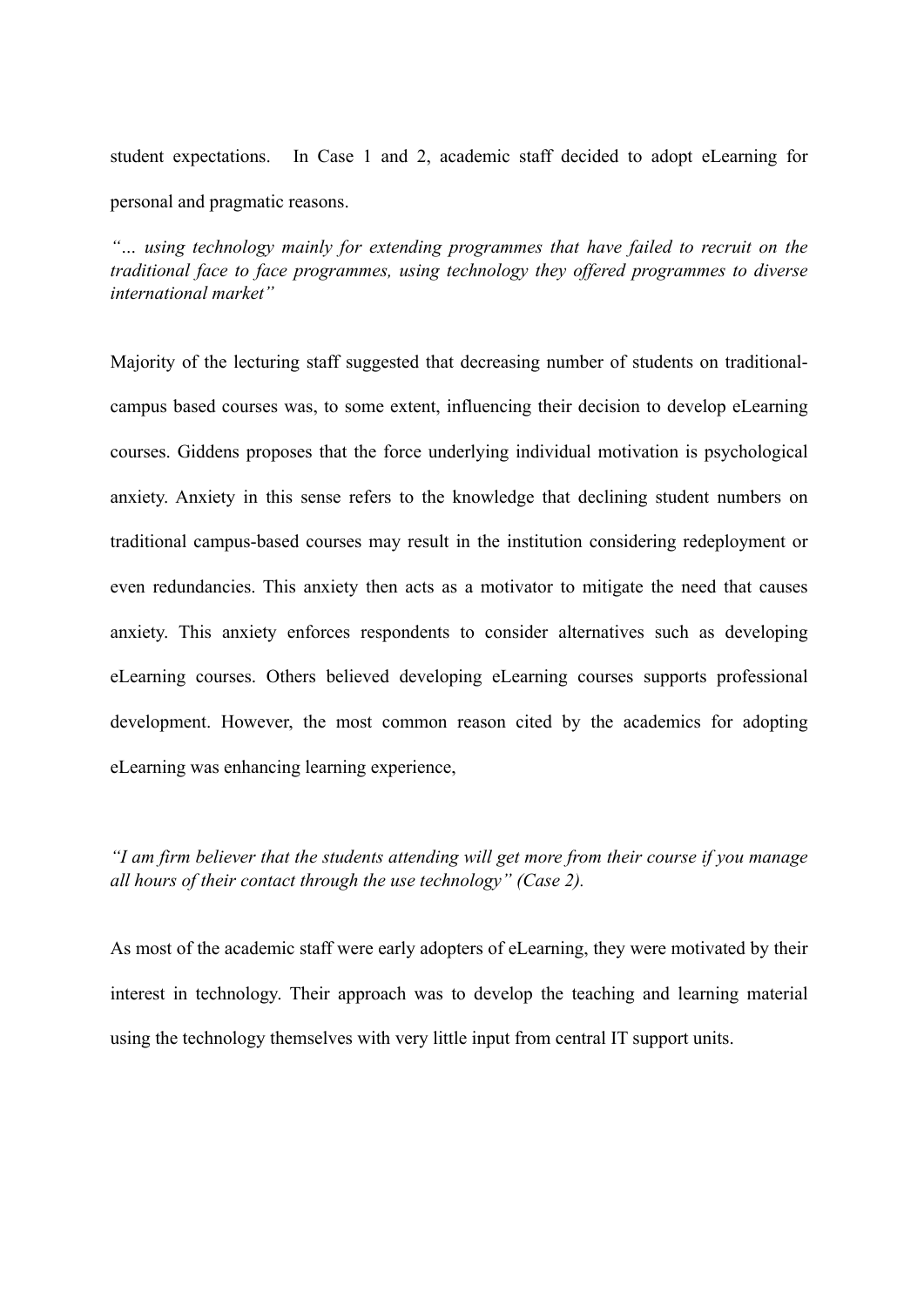student expectations. In Case 1 and 2, academic staff decided to adopt eLearning for personal and pragmatic reasons.

*"… using technology mainly for extending programmes that have failed to recruit on the traditional face to face programmes, using technology they offered programmes to diverse international market"*

Majority of the lecturing staff suggested that decreasing number of students on traditional-campus based courses was, to some extent, influencing their decision to develop eLearning courses. Giddens proposes that the force underlying individual motivation is psychological anxiety. Anxiety in this sense refers to the knowledge that declining student numbers on traditional campus-based courses may result in the institution considering redeployment or even redundancies. This anxiety then acts as a motivator to mitigate the need that causes anxiety. This anxiety enforces respondents to consider alternatives such as developing eLearning courses. Others believed developing eLearning courses supports professional development. However, the most common reason cited by the academics for adopting eLearning was enhancing learning experience,

*"I am firm believer that the students attending will get more from their course if you manage all hours of their contact through the use technology" (Case 2).*

As most of the academic staff were early adopters of eLearning, they were motivated by their interest in technology. Their approach was to develop the teaching and learning material using the technology themselves with very little input from central IT support units.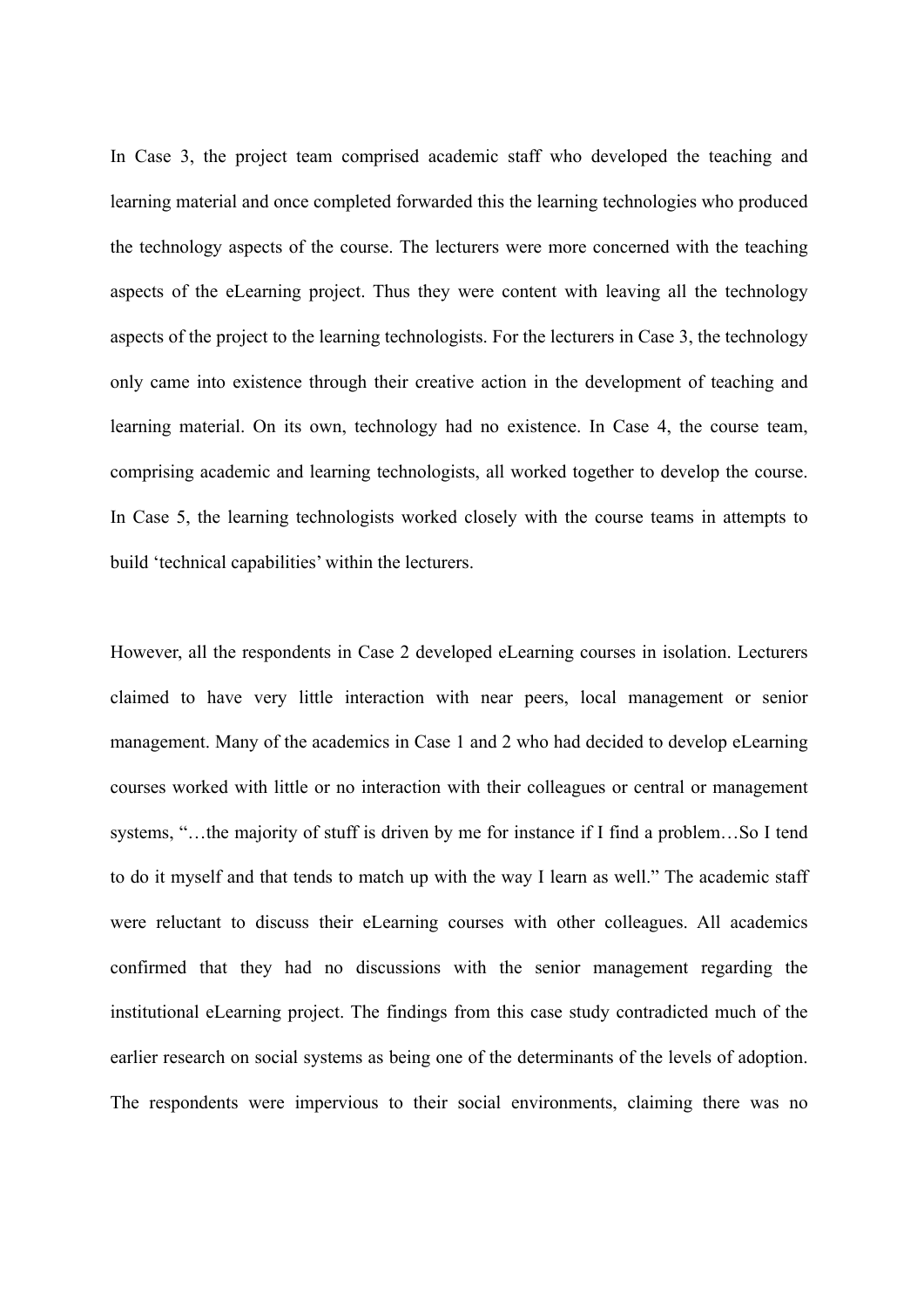In Case 3, the project team comprised academic staff who developed the teaching and learning material and once completed forwarded this the learning technologies who produced the technology aspects of the course. The lecturers were more concerned with the teaching aspects of the eLearning project. Thus they were content with leaving all the technology aspects of the project to the learning technologists. For the lecturers in Case 3, the technology only came into existence through their creative action in the development of teaching and learning material. On its own, technology had no existence. In Case 4, the course team, comprising academic and learning technologists, all worked together to develop the course. In Case 5, the learning technologists worked closely with the course teams in attempts to build 'technical capabilities' within the lecturers.

However, all the respondents in Case 2 developed eLearning courses in isolation. Lecturers claimed to have very little interaction with near peers, local management or senior management. Many of the academics in Case 1 and 2 who had decided to develop eLearning courses worked with little or no interaction with their colleagues or central or management systems, "…the majority of stuff is driven by me for instance if I find a problem…So I tend to do it myself and that tends to match up with the way I learn as well." The academic staff were reluctant to discuss their eLearning courses with other colleagues. All academics confirmed that they had no discussions with the senior management regarding the institutional eLearning project. The findings from this case study contradicted much of the earlier research on social systems as being one of the determinants of the levels of adoption. The respondents were impervious to their social environments, claiming there was no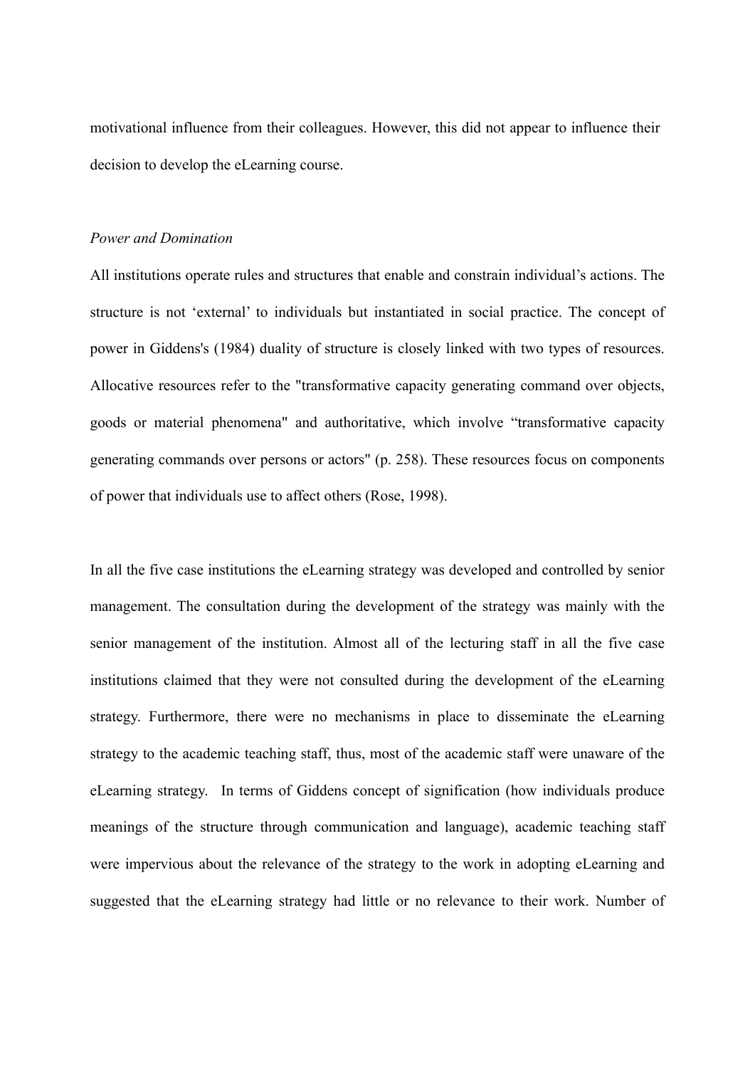motivational influence from their colleagues. However, this did not appear to influence their decision to develop the eLearning course.

*Power and Domination*

All institutions operate rules and structures that enable and constrain individual's actions. The structure is not 'external' to individuals but instantiated in social practice. The concept of power in Giddens's (1984) duality of structure is closely linked with two types of resources. Allocative resources refer to the "transformative capacity generating command over objects, goods or material phenomena" and authoritative, which involve "transformative capacity generating commands over persons or actors" (p. 258). These resources focus on components of power that individuals use to affect others (Rose, 1998).

In all the five case institutions the eLearning strategy was developed and controlled by senior management. The consultation during the development of the strategy was mainly with the senior management of the institution. Almost all of the lecturing staff in all the five case institutions claimed that they were not consulted during the development of the eLearning strategy. Furthermore, there were no mechanisms in place to disseminate the eLearning strategy to the academic teaching staff, thus, most of the academic staff were unaware of the eLearning strategy. In terms of Giddens concept of signification (how individuals produce meanings of the structure through communication and language), academic teaching staff were impervious about the relevance of the strategy to the work in adopting eLearning and suggested that the eLearning strategy had little or no relevance to their work. Number of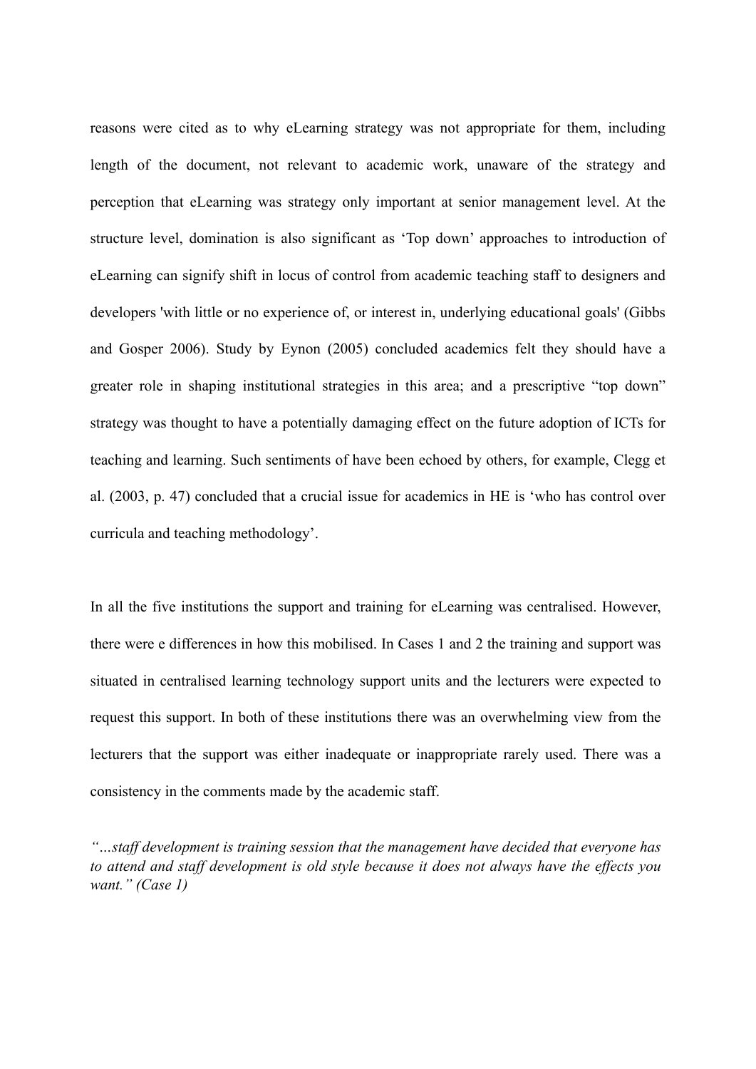reasons were cited as to why eLearning strategy was not appropriate for them, including length of the document, not relevant to academic work, unaware of the strategy and perception that eLearning was strategy only important at senior management level. At the structure level, domination is also significant as 'Top down' approaches to introduction of eLearning can signify shift in locus of control from academic teaching staff to designers and developers 'with little or no experience of, or interest in, underlying educational goals' (Gibbs and Gosper 2006). Study by Eynon (2005) concluded academics felt they should have a greater role in shaping institutional strategies in this area; and a prescriptive "top down" strategy was thought to have a potentially damaging effect on the future adoption of ICTs for teaching and learning. Such sentiments of have been echoed by others, for example, Clegg et al. (2003, p. 47) concluded that a crucial issue for academics in HE is 'who has control over curricula and teaching methodology'.

In all the five institutions the support and training for eLearning was centralised. However, there were e differences in how this mobilised. In Cases 1 and 2 the training and support was situated in centralised learning technology support units and the lecturers were expected to request this support. In both of these institutions there was an overwhelming view from the lecturers that the support was either inadequate or inappropriate rarely used. There was a consistency in the comments made by the academic staff.

*"…staff development is training session that the management have decided that everyone has to attend and staff development is old style because it does not always have the effects you want." (Case 1)*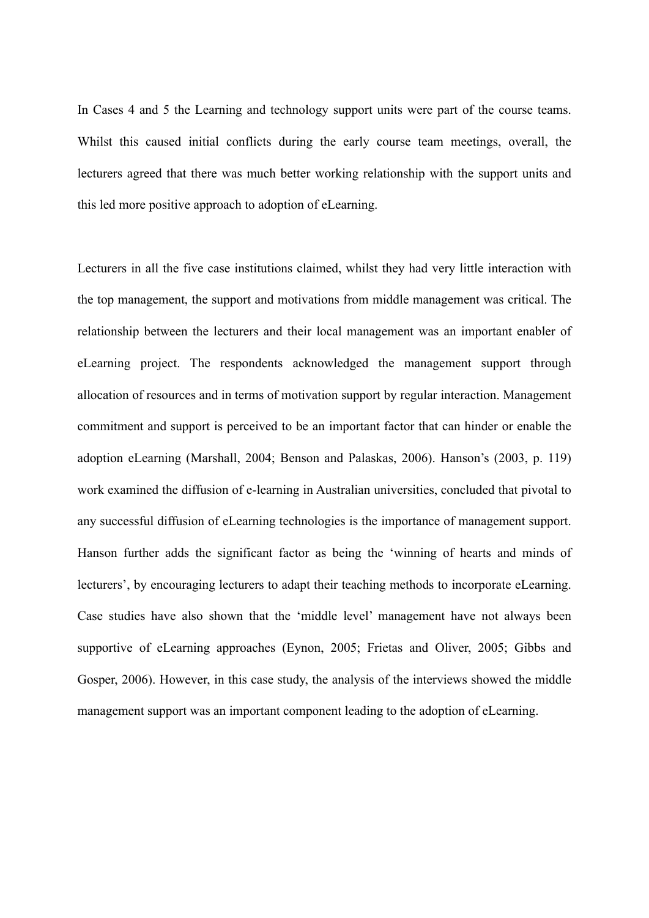In Cases 4 and 5 the Learning and technology support units were part of the course teams. Whilst this caused initial conflicts during the early course team meetings, overall, the lecturers agreed that there was much better working relationship with the support units and this led more positive approach to adoption of eLearning.

Lecturers in all the five case institutions claimed, whilst they had very little interaction with the top management, the support and motivations from middle management was critical. The relationship between the lecturers and their local management was an important enabler of eLearning project. The respondents acknowledged the management support through allocation of resources and in terms of motivation support by regular interaction. Management commitment and support is perceived to be an important factor that can hinder or enable the adoption eLearning (Marshall, 2004; Benson and Palaskas, 2006). Hanson's (2003, p. 119) work examined the diffusion of e-learning in Australian universities, concluded that pivotal to any successful diffusion of eLearning technologies is the importance of management support. Hanson further adds the significant factor as being the 'winning of hearts and minds of lecturers', by encouraging lecturers to adapt their teaching methods to incorporate eLearning. Case studies have also shown that the 'middle level' management have not always been supportive of eLearning approaches (Eynon, 2005; Frietas and Oliver, 2005; Gibbs and Gosper, 2006). However, in this case study, the analysis of the interviews showed the middle management support was an important component leading to the adoption of eLearning.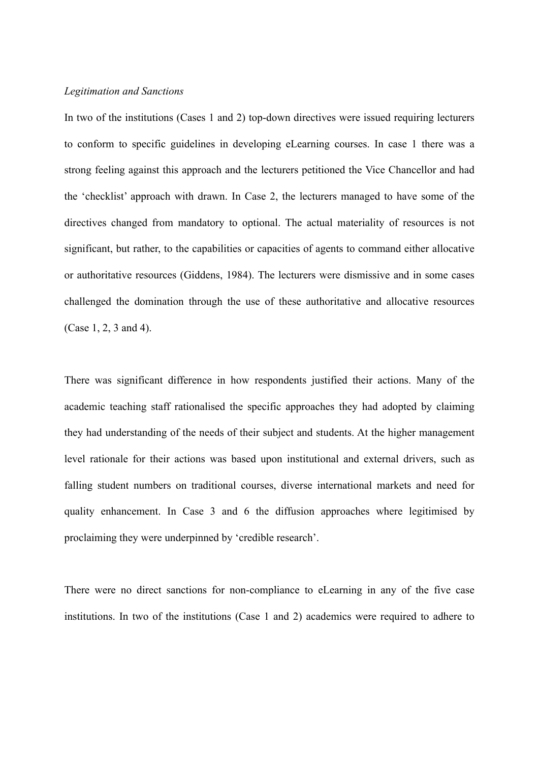*Legitimation and Sanctions*

In two of the institutions (Cases 1 and 2) top-down directives were issued requiring lecturers to conform to specific guidelines in developing eLearning courses. In case 1 there was a strong feeling against this approach and the lecturers petitioned the Vice Chancellor and had the 'checklist' approach with drawn. In Case 2, the lecturers managed to have some of the directives changed from mandatory to optional. The actual materiality of resources is not significant, but rather, to the capabilities or capacities of agents to command either allocative or authoritative resources (Giddens, 1984). The lecturers were dismissive and in some cases challenged the domination through the use of these authoritative and allocative resources (Case 1, 2, 3 and 4).

There was significant difference in how respondents justified their actions. Many of the academic teaching staff rationalised the specific approaches they had adopted by claiming they had understanding of the needs of their subject and students. At the higher management level rationale for their actions was based upon institutional and external drivers, such as falling student numbers on traditional courses, diverse international markets and need for quality enhancement. In Case 3 and 6 the diffusion approaches where legitimised by proclaiming they were underpinned by 'credible research'.

There were no direct sanctions for non-compliance to eLearning in any of the five case institutions. In two of the institutions (Case 1 and 2) academics were required to adhere to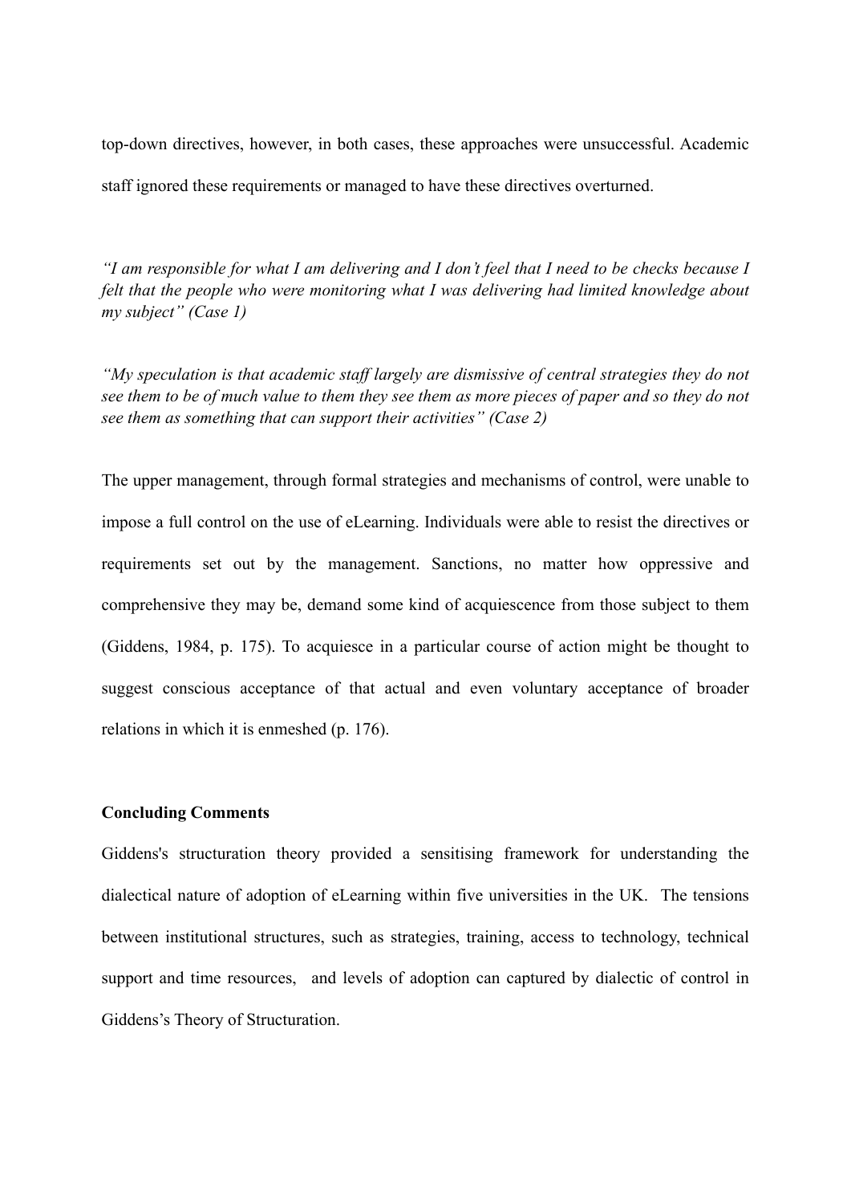top-down directives, however, in both cases, these approaches were unsuccessful. Academic staff ignored these requirements or managed to have these directives overturned.

*"I am responsible for what I am delivering and I don't feel that I need to be checks because I felt that the people who were monitoring what I was delivering had limited knowledge about my subject" (Case 1)*

*"My speculation is that academic staff largely are dismissive of central strategies they do not see them to be of much value to them they see them as more pieces of paper and so they do not see them as something that can support their activities" (Case 2)*

The upper management, through formal strategies and mechanisms of control, were unable to impose a full control on the use of eLearning. Individuals were able to resist the directives or requirements set out by the management. Sanctions, no matter how oppressive and comprehensive they may be, demand some kind of acquiescence from those subject to them (Giddens, 1984, p. 175). To acquiesce in a particular course of action might be thought to suggest conscious acceptance of that actual and even voluntary acceptance of broader relations in which it is enmeshed (p. 176).

**Concluding Comments**

Giddens's structuration theory provided a sensitising framework for understanding the dialectical nature of adoption of eLearning within five universities in the UK. The tensions between institutional structures, such as strategies, training, access to technology, technical support and time resources, and levels of adoption can captured by dialectic of control in Giddens's Theory of Structuration.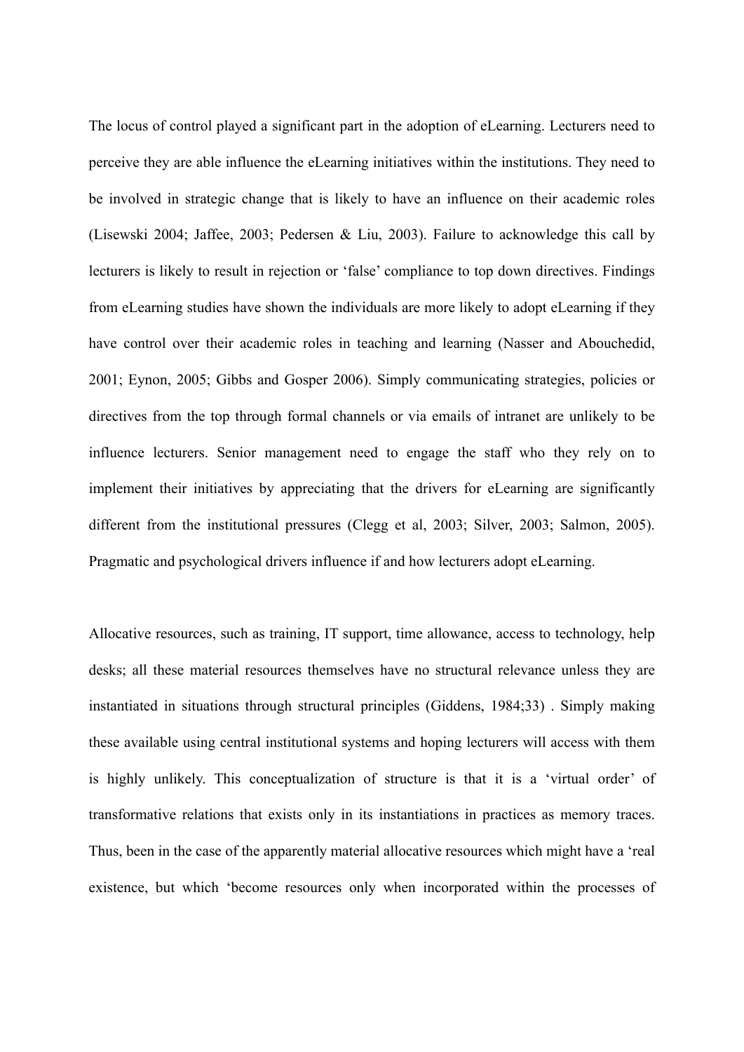The locus of control played a significant part in the adoption of eLearning. Lecturers need to perceive they are able influence the eLearning initiatives within the institutions. They need to be involved in strategic change that is likely to have an influence on their academic roles (Lisewski 2004; Jaffee, 2003; Pedersen & Liu, 2003). Failure to acknowledge this call by lecturers is likely to result in rejection or 'false' compliance to top down directives. Findings from eLearning studies have shown the individuals are more likely to adopt eLearning if they have control over their academic roles in teaching and learning (Nasser and Abouchedid, 2001; Eynon, 2005; Gibbs and Gosper 2006). Simply communicating strategies, policies or directives from the top through formal channels or via emails of intranet are unlikely to be influence lecturers. Senior management need to engage the staff who they rely on to implement their initiatives by appreciating that the drivers for eLearning are significantly different from the institutional pressures (Clegg et al, 2003; Silver, 2003; Salmon, 2005). Pragmatic and psychological drivers influence if and how lecturers adopt eLearning.

Allocative resources, such as training, IT support, time allowance, access to technology, help desks; all these material resources themselves have no structural relevance unless they are instantiated in situations through structural principles (Giddens, 1984;33) . Simply making these available using central institutional systems and hoping lecturers will access with them is highly unlikely. This conceptualization of structure is that it is a 'virtual order' of transformative relations that exists only in its instantiations in practices as memory traces. Thus, been in the case of the apparently material allocative resources which might have a 'real existence, but which 'become resources only when incorporated within the processes of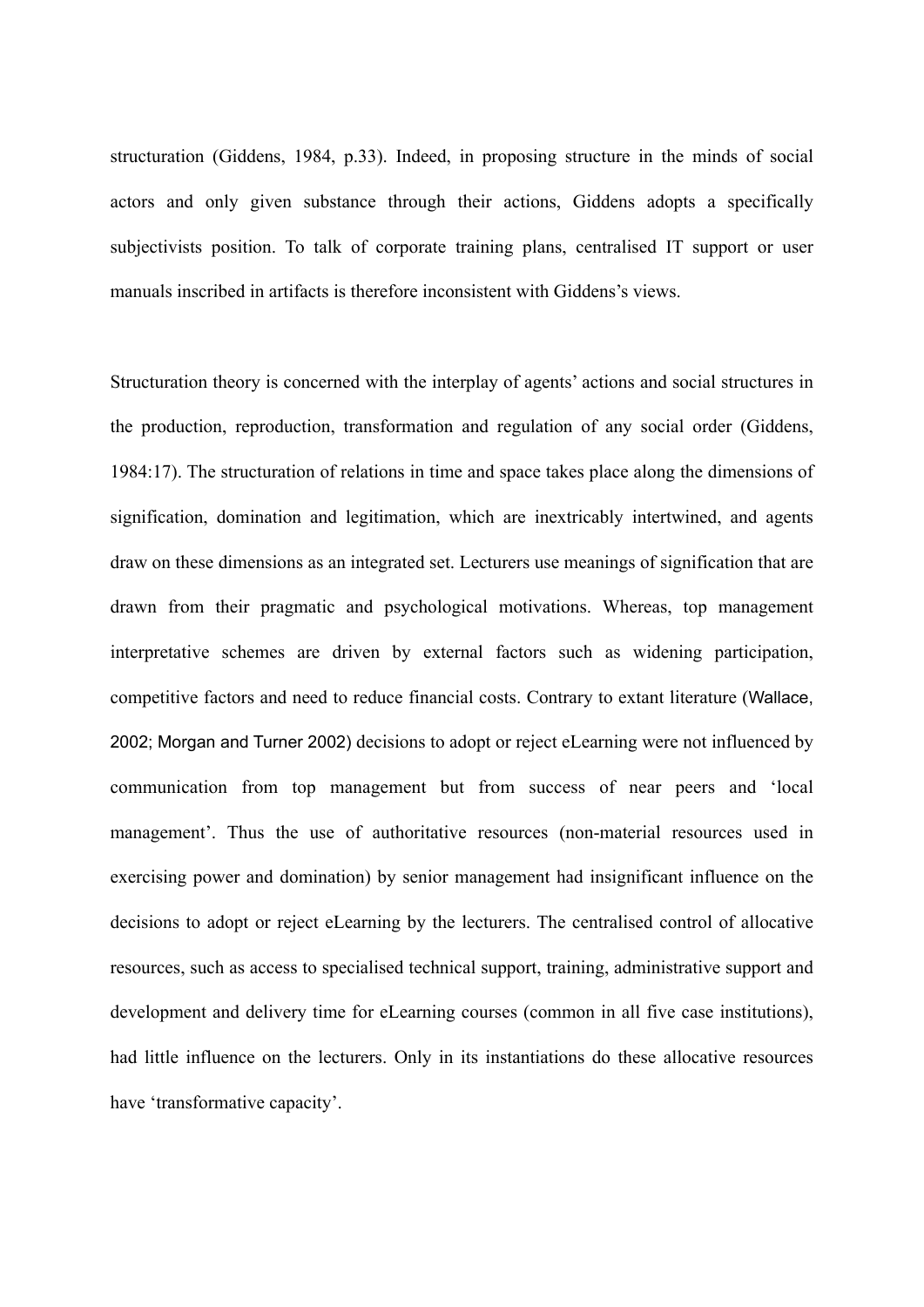structuration (Giddens, 1984, p.33). Indeed, in proposing structure in the minds of social actors and only given substance through their actions, Giddens adopts a specifically subjectivists position. To talk of corporate training plans, centralised IT support or user manuals inscribed in artifacts is therefore inconsistent with Giddens's views.

Structuration theory is concerned with the interplay of agents' actions and social structures in the production, reproduction, transformation and regulation of any social order (Giddens, 1984:17). The structuration of relations in time and space takes place along the dimensions of signification, domination and legitimation, which are inextricably intertwined, and agents draw on these dimensions as an integrated set. Lecturers use meanings of signification that are drawn from their pragmatic and psychological motivations. Whereas, top management interpretative schemes are driven by external factors such as widening participation, competitive factors and need to reduce financial costs. Contrary to extant literature (Wallace, 2002; Morgan and Turner 2002) decisions to adopt or reject eLearning were not influenced by communication from top management but from success of near peers and 'local management'. Thus the use of authoritative resources (non-material resources used in exercising power and domination) by senior management had insignificant influence on the decisions to adopt or reject eLearning by the lecturers. The centralised control of allocative resources, such as access to specialised technical support, training, administrative support and development and delivery time for eLearning courses (common in all five case institutions), had little influence on the lecturers. Only in its instantiations do these allocative resources have 'transformative capacity'.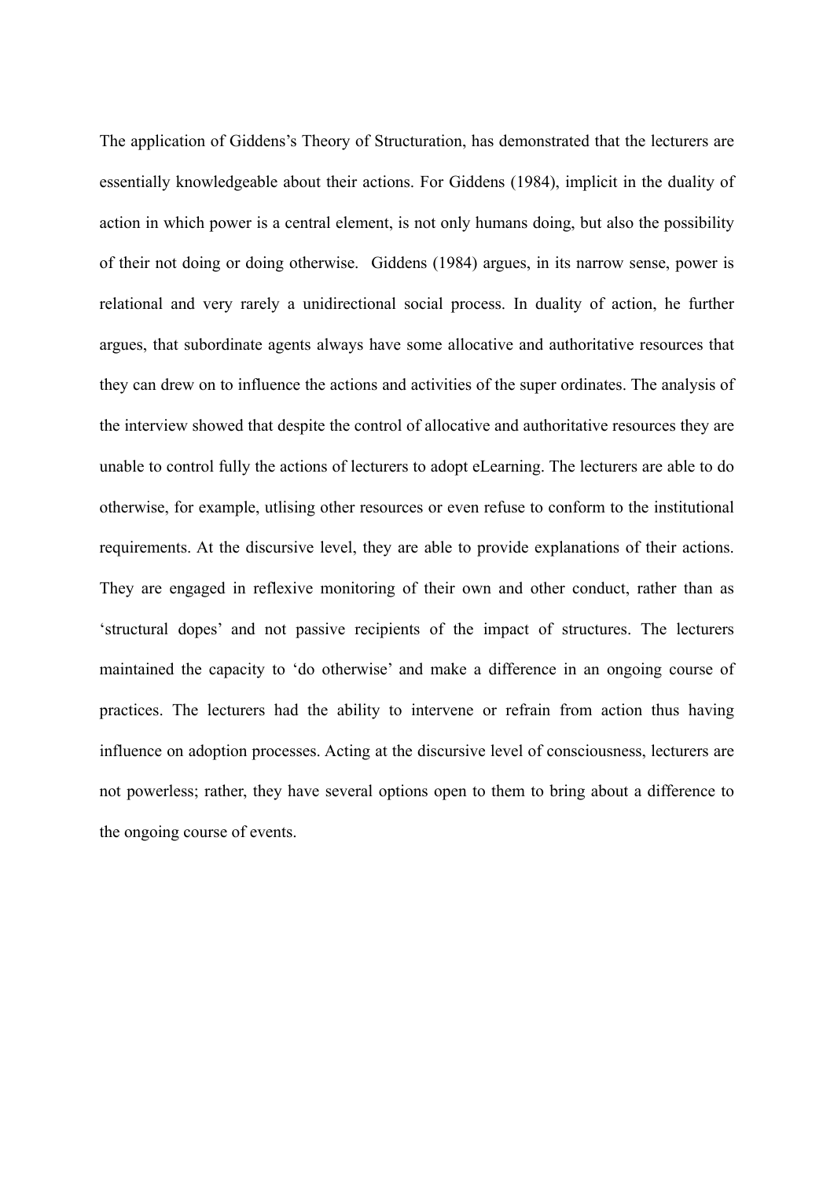The application of Giddens's Theory of Structuration, has demonstrated that the lecturers are essentially knowledgeable about their actions. For Giddens (1984), implicit in the duality of action in which power is a central element, is not only humans doing, but also the possibility of their not doing or doing otherwise. Giddens (1984) argues, in its narrow sense, power is relational and very rarely a unidirectional social process. In duality of action, he further argues, that subordinate agents always have some allocative and authoritative resources that they can drew on to influence the actions and activities of the super ordinates. The analysis of the interview showed that despite the control of allocative and authoritative resources they are unable to control fully the actions of lecturers to adopt eLearning. The lecturers are able to do otherwise, for example, utlising other resources or even refuse to conform to the institutional requirements. At the discursive level, they are able to provide explanations of their actions. They are engaged in reflexive monitoring of their own and other conduct, rather than as 'structural dopes' and not passive recipients of the impact of structures. The lecturers maintained the capacity to 'do otherwise' and make a difference in an ongoing course of practices. The lecturers had the ability to intervene or refrain from action thus having influence on adoption processes. Acting at the discursive level of consciousness, lecturers are not powerless; rather, they have several options open to them to bring about a difference to the ongoing course of events.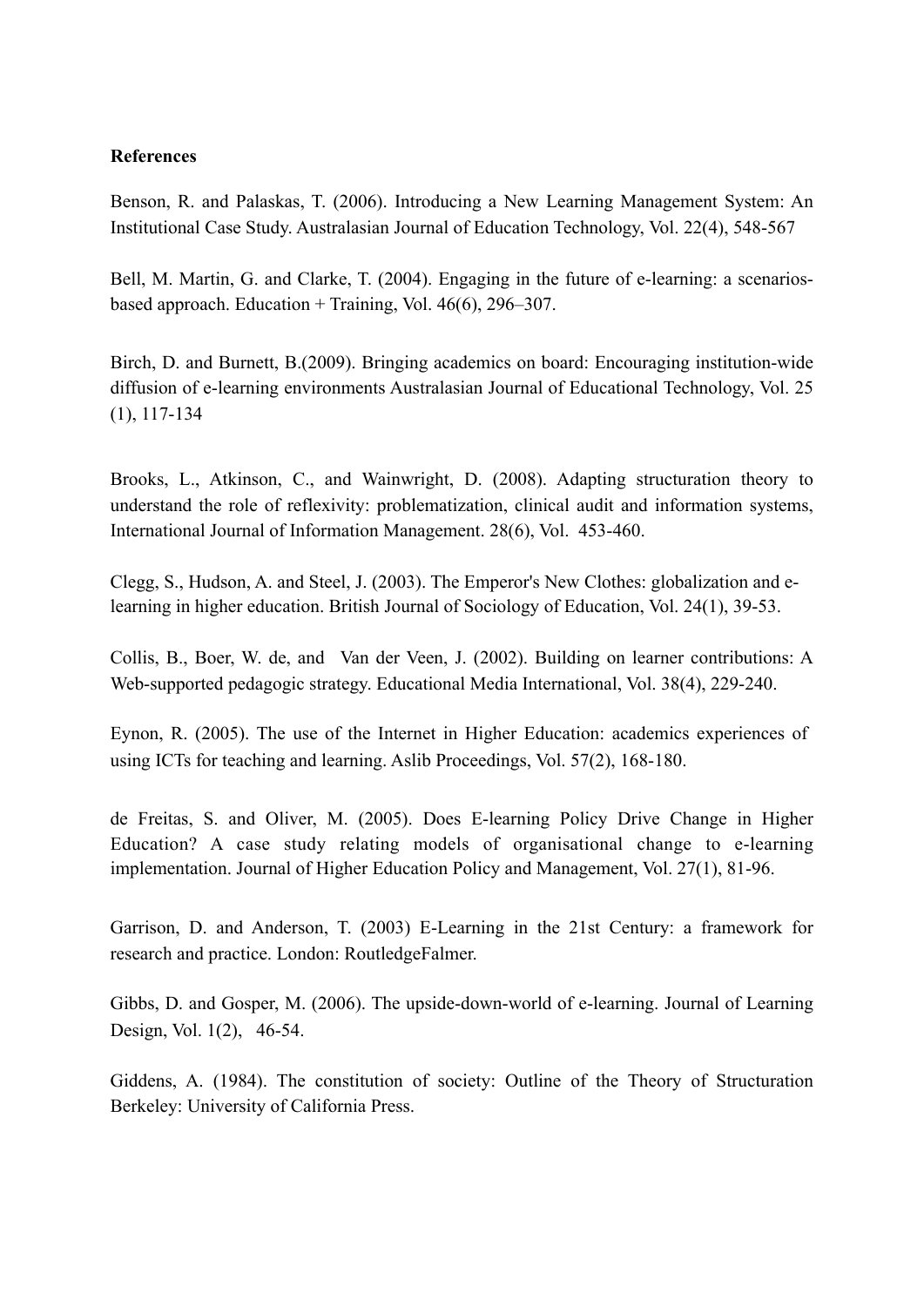**References**

Benson, R. and Palaskas, T. (2006). Introducing a New Learning Management System: An Institutional Case Study. Australasian Journal of Education Technology, Vol. 22(4), 548-567

Bell, M. Martin, G. and Clarke, T. (2004). Engaging in the future of e-learning: a scenarios-based approach. Education + Training, Vol. 46(6), 296–307.

Birch, D. and Burnett, B.(2009). Bringing academics on board: Encouraging institution-wide diffusion of e-learning environments Australasian Journal of Educational Technology, Vol. 25 (1), 117-134

Brooks, L., Atkinson, C., and Wainwright, D. (2008). Adapting structuration theory to understand the role of reflexivity: problematization, clinical audit and information systems, International Journal of Information Management. 28(6), Vol. 453-460.

Clegg, S., Hudson, A. and Steel, J. (2003). The Emperor's New Clothes: globalization and e-learning in higher education. British Journal of Sociology of Education, Vol. 24(1), 39-53.

Collis, B., Boer, W. de, and Van der Veen, J. (2002). Building on learner contributions: A Web-supported pedagogic strategy. Educational Media International, Vol. 38(4), 229-240.

Eynon, R. (2005). The use of the Internet in Higher Education: academics experiences of using ICTs for teaching and learning. Aslib Proceedings, Vol. 57(2), 168-180.

de Freitas, S. and Oliver, M. (2005). Does E-learning Policy Drive Change in Higher Education? A case study relating models of organisational change to e-learning implementation. Journal of Higher Education Policy and Management, Vol. 27(1), 81-96.

Garrison, D. and Anderson, T. (2003) E-Learning in the 21st Century: a framework for research and practice. London: RoutledgeFalmer.

Gibbs, D. and Gosper, M. (2006). The upside-down-world of e-learning. Journal of Learning Design, Vol. 1(2), 46-54.

Giddens, A. (1984). The constitution of society: Outline of the Theory of Structuration Berkeley: University of California Press.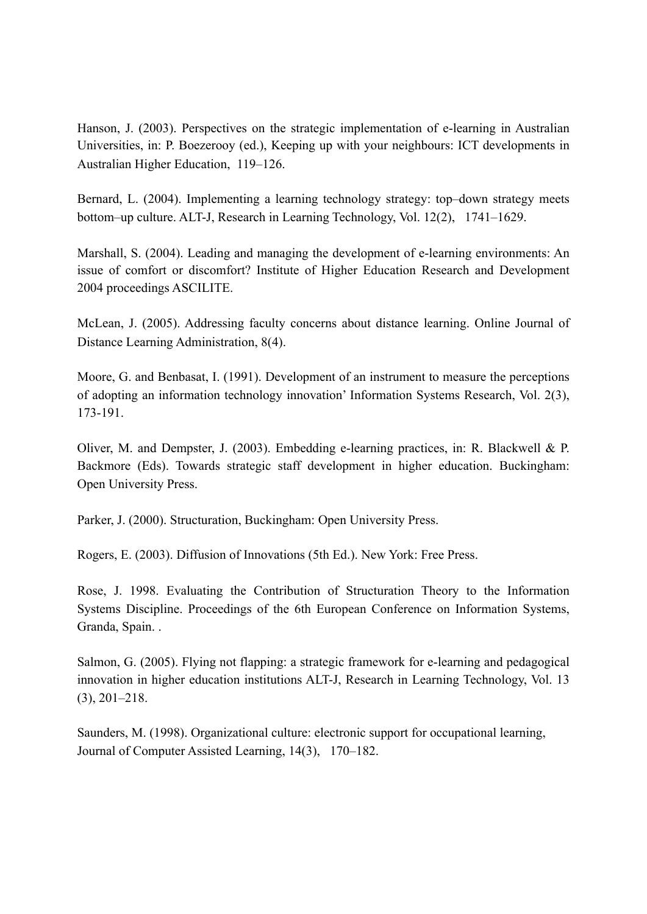Hanson, J. (2003). Perspectives on the strategic implementation of e-learning in Australian Universities, in: P. Boezerooy (ed.), Keeping up with your neighbours: ICT developments in Australian Higher Education, 119–126.

Bernard, L. (2004). Implementing a learning technology strategy: top–down strategy meets bottom–up culture. ALT-J, Research in Learning Technology, Vol. 12(2), 1741–1629.

Marshall, S. (2004). Leading and managing the development of e-learning environments: An issue of comfort or discomfort? Institute of Higher Education Research and Development 2004 proceedings ASCILITE.

McLean, J. (2005). Addressing faculty concerns about distance learning. Online Journal of Distance Learning Administration, 8(4).

Moore, G. and Benbasat, I. (1991). Development of an instrument to measure the perceptions of adopting an information technology innovation' Information Systems Research, Vol. 2(3), 173-191.

Oliver, M. and Dempster, J. (2003). Embedding e-learning practices, in: R. Blackwell & P. Backmore (Eds). Towards strategic staff development in higher education. Buckingham: Open University Press.

Parker, J. (2000). Structuration, Buckingham: Open University Press.

Rogers, E. (2003). Diffusion of Innovations (5th Ed.). New York: Free Press.

Rose, J. 1998. Evaluating the Contribution of Structuration Theory to the Information Systems Discipline. Proceedings of the 6th European Conference on Information Systems, Granda, Spain. .

Salmon, G. (2005). Flying not flapping: a strategic framework for e-learning and pedagogical innovation in higher education institutions ALT-J, Research in Learning Technology, Vol. 13 (3), 201–218.

Saunders, M. (1998). Organizational culture: electronic support for occupational learning, Journal of Computer Assisted Learning, 14(3), 170–182.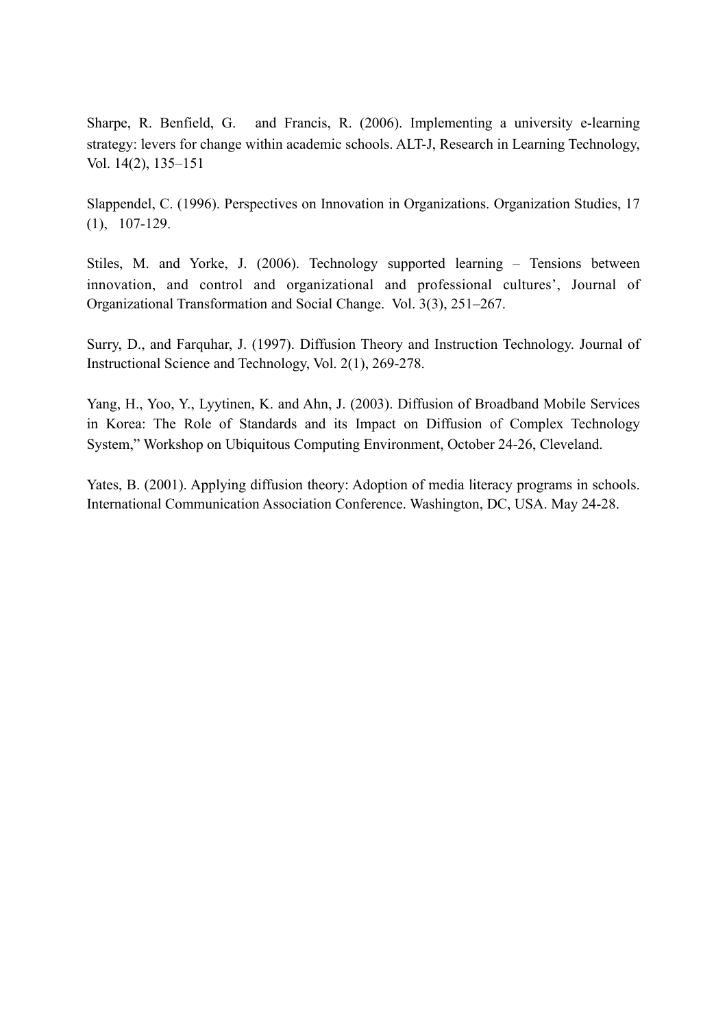Sharpe, R. Benfield, G. and Francis, R. (2006). Implementing a university e-learning strategy: levers for change within academic schools. ALT-J, Research in Learning Technology, Vol. 14(2), 135–151

Slappendel, C. (1996). Perspectives on Innovation in Organizations. Organization Studies, 17 (1), 107-129.

Stiles, M. and Yorke, J. (2006). Technology supported learning – Tensions between innovation, and control and organizational and professional cultures', Journal of Organizational Transformation and Social Change. Vol. 3(3), 251–267.

Surry, D., and Farquhar, J. (1997). Diffusion Theory and Instruction Technology. Journal of Instructional Science and Technology, Vol. 2(1), 269-278.

Yang, H., Yoo, Y., Lyytinen, K. and Ahn, J. (2003). Diffusion of Broadband Mobile Services in Korea: The Role of Standards and its Impact on Diffusion of Complex Technology System," Workshop on Ubiquitous Computing Environment, October 24-26, Cleveland.

Yates, B. (2001). Applying diffusion theory: Adoption of media literacy programs in schools. International Communication Association Conference. Washington, DC, USA. May 24-28.